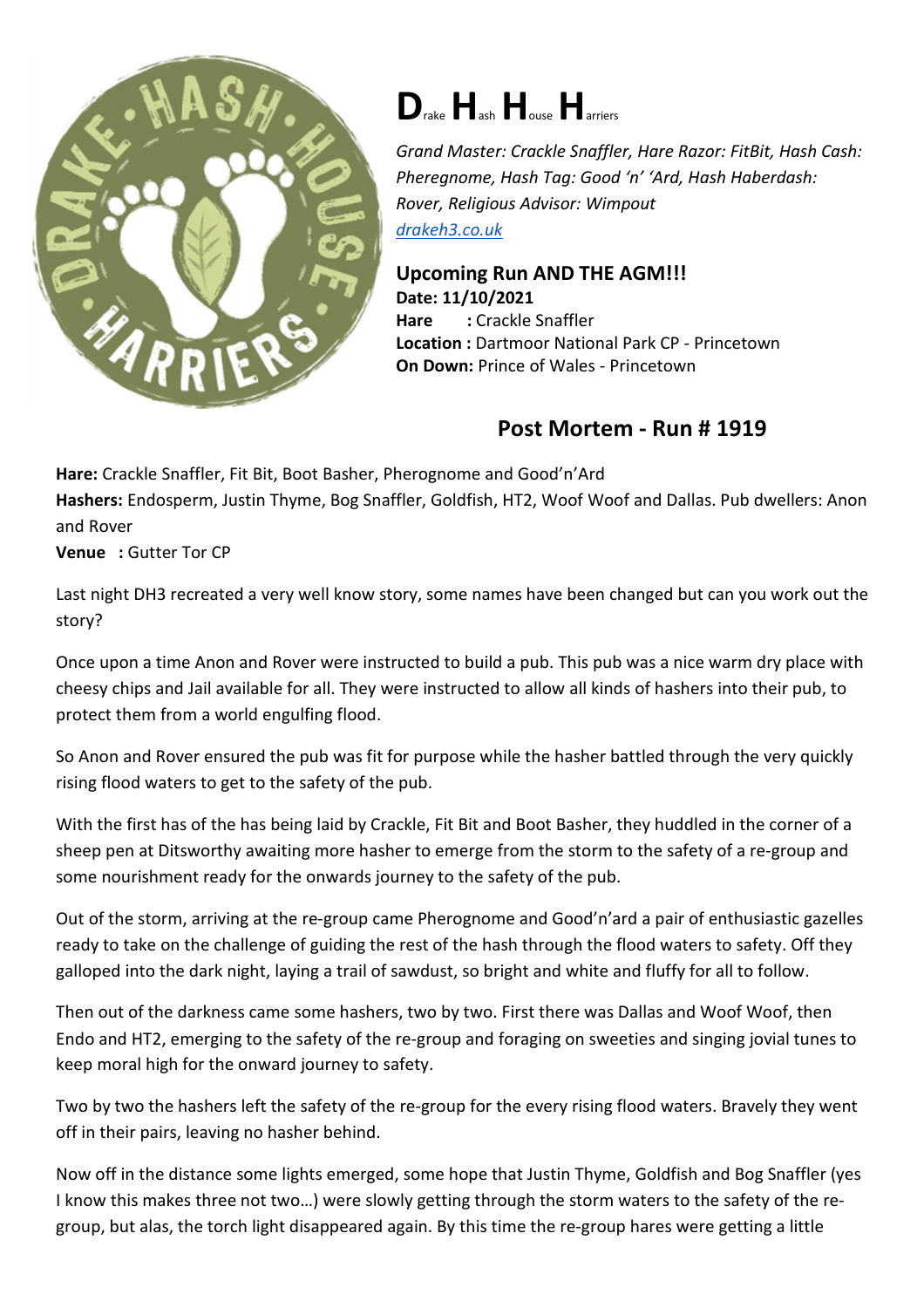# D~rake~ H~ash~ H~ouse~ H~arriers~

*Grand Master: Crackle Snaffler, Hare Razor: FitBit, Hash Cash: Pheregnome, Hash Tag: Good 'n' 'Ard, Hash Haberdash: Rover, Religious Advisor: Wimpout*
[drakeh3.co.uk](drakeh3.co.uk)

**Upcoming Run AND THE AGM!!!**
**Date: 11/10/2021**
**Hare : ** Crackle Snaffler
**Location :** Dartmoor National Park CP - Princetown
**On Down:** Prince of Wales - Princetown

## Post Mortem - Run # 1919

**Hare:** Crackle Snaffler, Fit Bit, Boot Basher, Pherognome and Good'n'Ard
**Hashers:** Endosperm, Justin Thyme, Bog Snaffler, Goldfish, HT2, Woof Woof and Dallas. Pub dwellers: Anon and Rover
**Venue : ** Gutter Tor CP

Last night DH3 recreated a very well know story, some names have been changed but can you work out the story?

Once upon a time Anon and Rover were instructed to build a pub. This pub was a nice warm dry place with cheesy chips and Jail available for all. They were instructed to allow all kinds of hashers into their pub, to protect them from a world engulfing flood.

So Anon and Rover ensured the pub was fit for purpose while the hasher battled through the very quickly rising flood waters to get to the safety of the pub.

With the first has of the has being laid by Crackle, Fit Bit and Boot Basher, they huddled in the corner of a sheep pen at Ditsworthy awaiting more hasher to emerge from the storm to the safety of a re-group and some nourishment ready for the onwards journey to the safety of the pub.

Out of the storm, arriving at the re-group came Pherognome and Good'n'ard a pair of enthusiastic gazelles ready to take on the challenge of guiding the rest of the hash through the flood waters to safety. Off they galloped into the dark night, laying a trail of sawdust, so bright and white and fluffy for all to follow.

Then out of the darkness came some hashers, two by two. First there was Dallas and Woof Woof, then Endo and HT2, emerging to the safety of the re-group and foraging on sweeties and singing jovial tunes to keep moral high for the onward journey to safety.

Two by two the hashers left the safety of the re-group for the every rising flood waters. Bravely they went off in their pairs, leaving no hasher behind.

Now off in the distance some lights emerged, some hope that Justin Thyme, Goldfish and Bog Snaffler (yes I know this makes three not two…) were slowly getting through the storm waters to the safety of the re-group, but alas, the torch light disappeared again. By this time the re-group hares were getting a little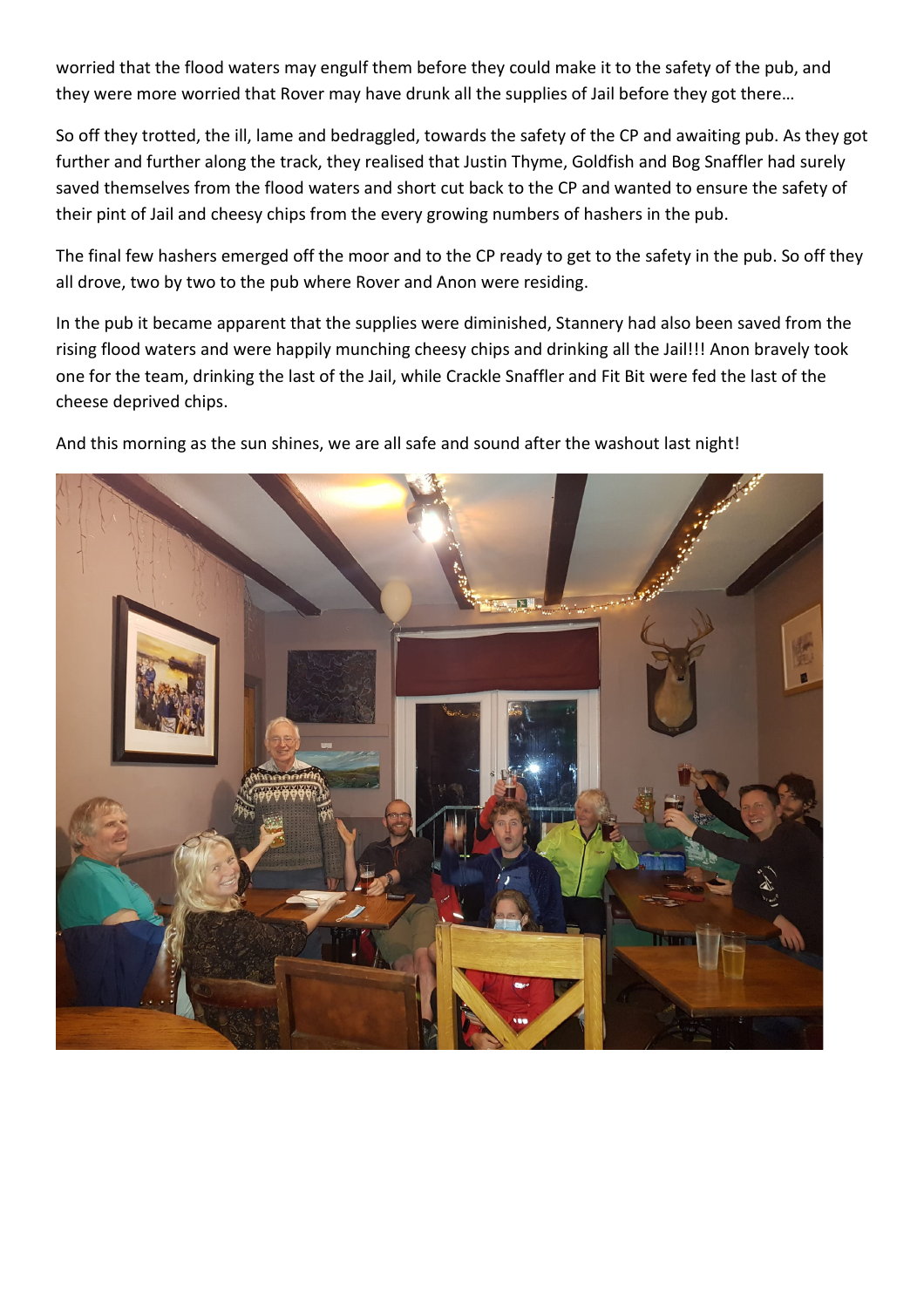worried that the flood waters may engulf them before they could make it to the safety of the pub, and they were more worried that Rover may have drunk all the supplies of Jail before they got there…

So off they trotted, the ill, lame and bedraggled, towards the safety of the CP and awaiting pub. As they got further and further along the track, they realised that Justin Thyme, Goldfish and Bog Snaffler had surely saved themselves from the flood waters and short cut back to the CP and wanted to ensure the safety of their pint of Jail and cheesy chips from the every growing numbers of hashers in the pub.

The final few hashers emerged off the moor and to the CP ready to get to the safety in the pub. So off they all drove, two by two to the pub where Rover and Anon were residing.

In the pub it became apparent that the supplies were diminished, Stannery had also been saved from the rising flood waters and were happily munching cheesy chips and drinking all the Jail!!! Anon bravely took one for the team, drinking the last of the Jail, while Crackle Snaffler and Fit Bit were fed the last of the cheese deprived chips.

And this morning as the sun shines, we are all safe and sound after the washout last night!